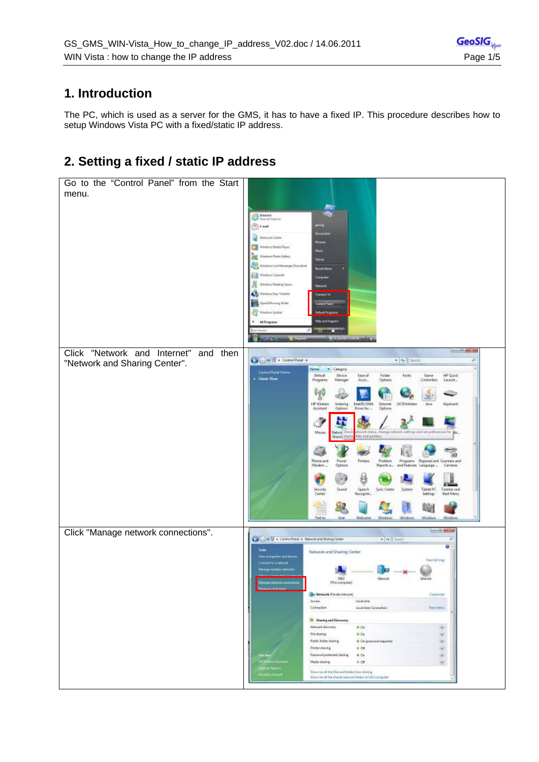## 1. Introduction

The PC, which is used as a server for the GMS, it has to have a fixed IP. This procedure describes how to setup Windows Vista PC with a fixed/static IP address.

## 2. Setting a fixed / static IP address

| | |
|---|---|
| Go to the “Control Panel” from the Start menu. | |
| Click "Network and Internet" and then "Network and Sharing Center". | |
| Click "Manage network connections". | |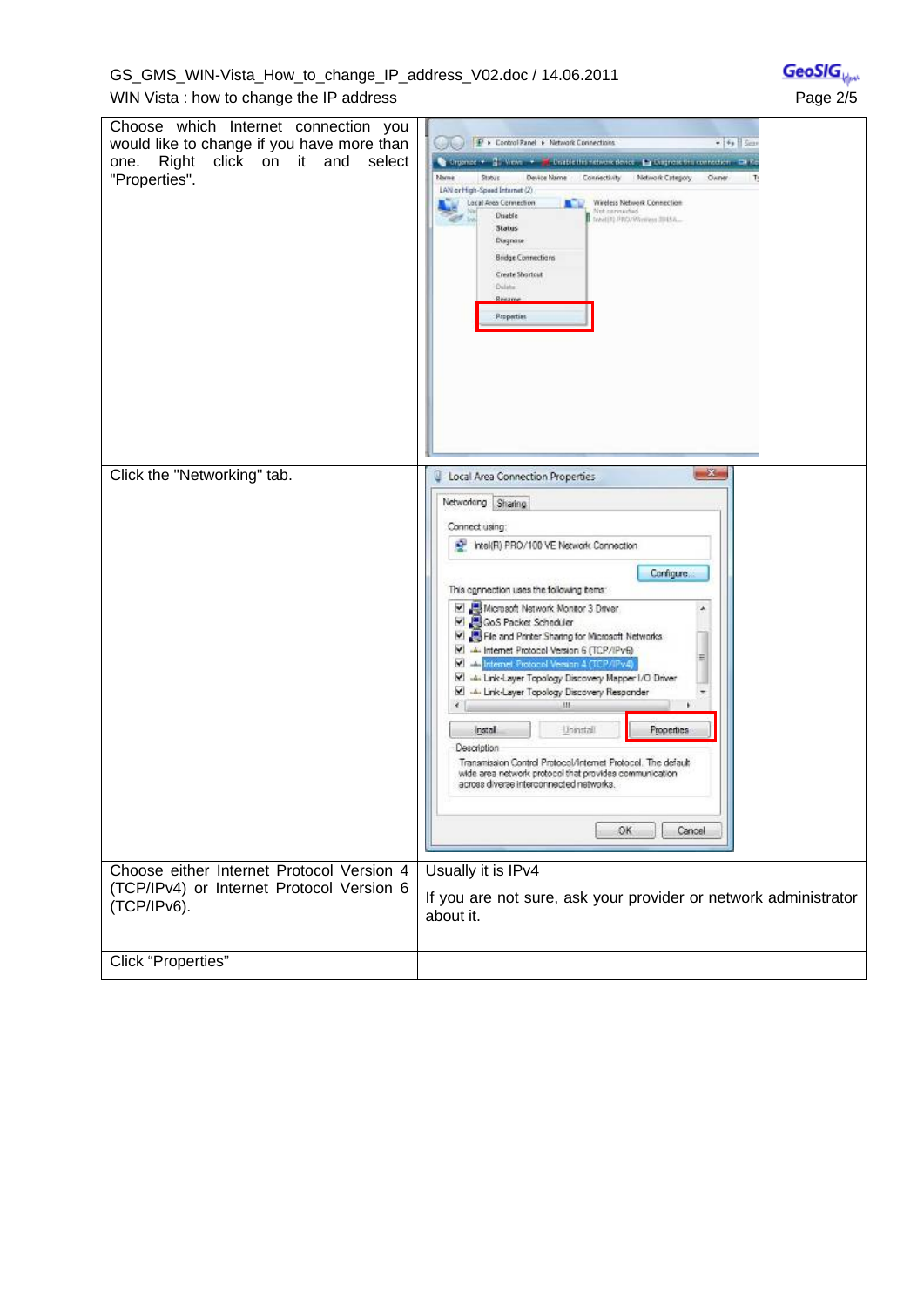| | |
|---|---|
| Choose which Internet connection you would like to change if you have more than one. Right click on it and select "Properties". | |
| Click the "Networking" tab. | |
| Choose either Internet Protocol Version 4 (TCP/IPv4) or Internet Protocol Version 6 (TCP/IPv6). | Usually it is IPv4<br><br>If you are not sure, ask your provider or network administrator about it. |
| Click "Properties" | |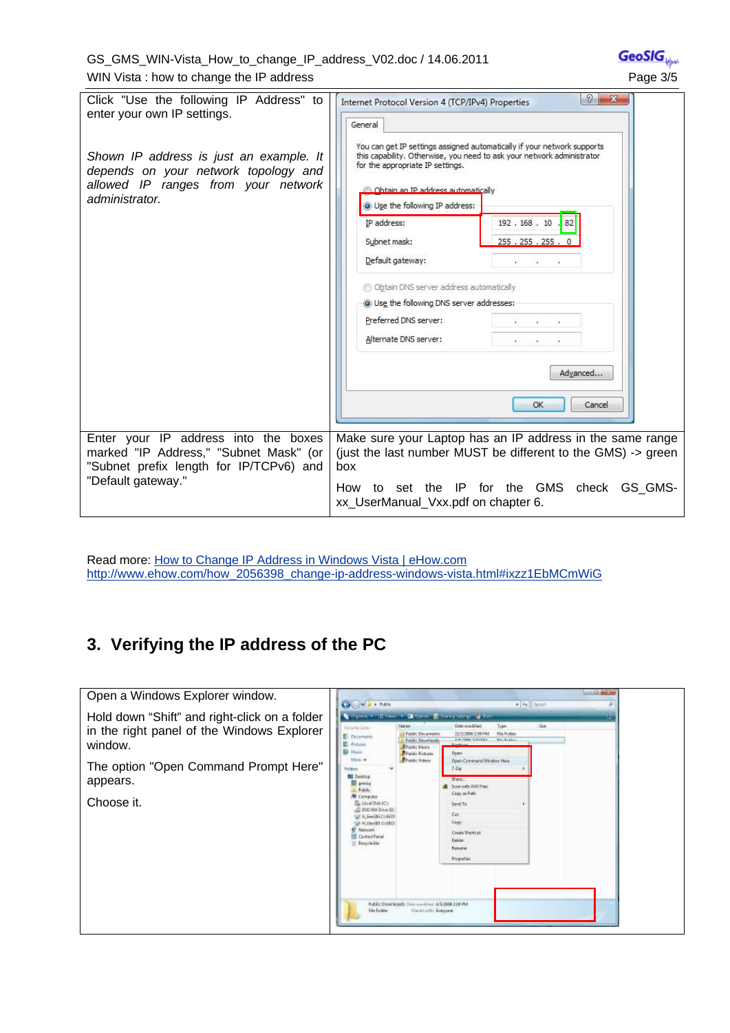| | |
|---|---|
| Click "Use the following IP Address" to enter your own IP settings.<br><br>*Shown IP address is just an example. It depends on your network topology and allowed IP ranges from your network administrator.* | |
| Enter your IP address into the boxes marked "IP Address," "Subnet Mask" (or "Subnet prefix length for IP/TCPv6) and "Default gateway." | Make sure your Laptop has an IP address in the same range (just the last number MUST be different to the GMS) -> green box<br><br>How to set the IP for the GMS check GS_GMS-xx_UserManual_Vxx.pdf on chapter 6. |

Read more: [How to Change IP Address in Windows Vista | eHow.com](http://www.ehow.com/how_2056398_change-ip-address-windows-vista.html#ixzz1EbMCmWiG)
http://www.ehow.com/how_2056398_change-ip-address-windows-vista.html#ixzz1EbMCmWiG

## 3. Verifying the IP address of the PC

| | |
|---|---|
| Open a Windows Explorer window.<br><br>Hold down "Shift" and right-click on a folder in the right panel of the Windows Explorer window.<br><br>The option "Open Command Prompt Here" appears.<br><br>Choose it. | |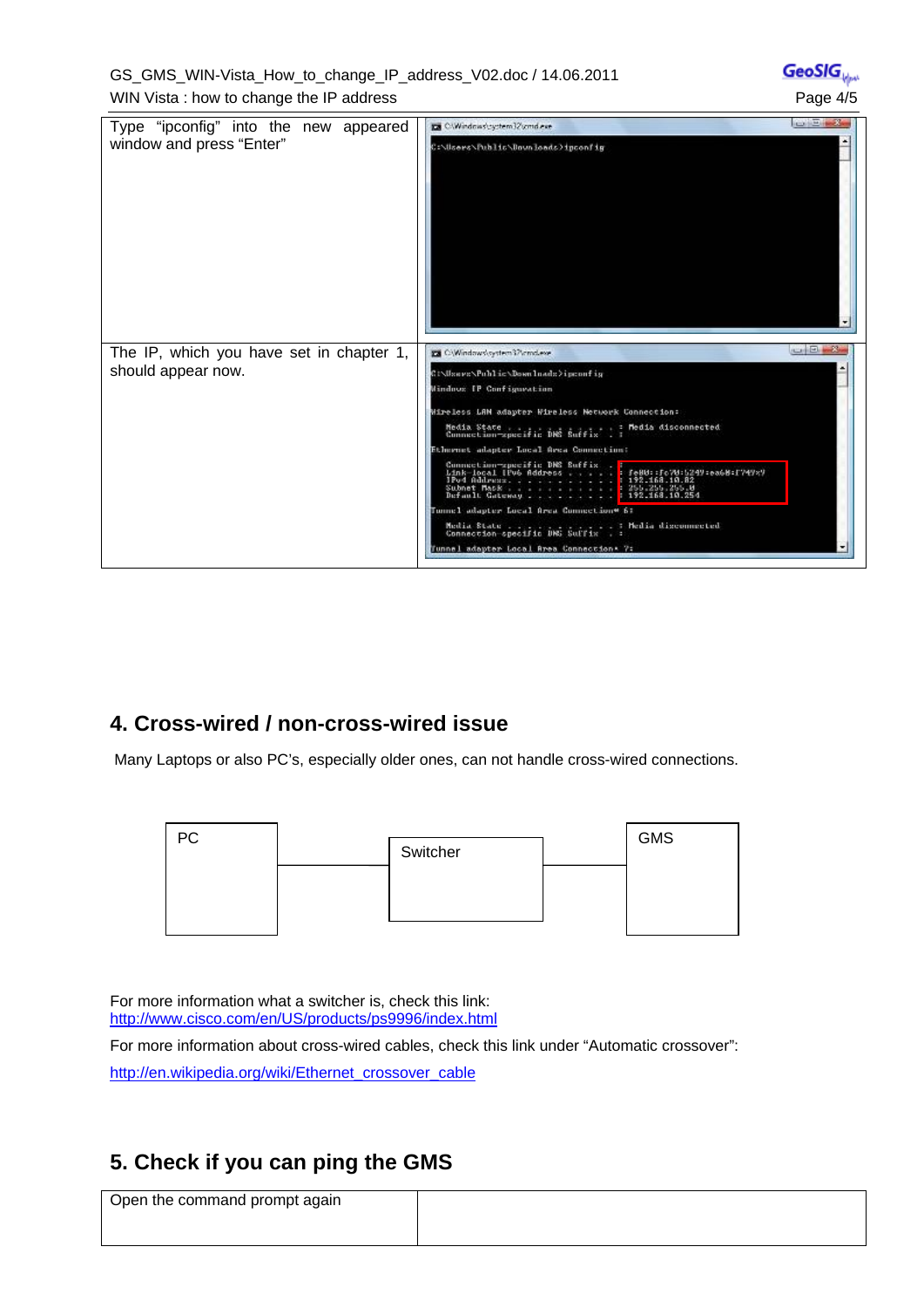| | |
|---|---|
| Type "ipconfig" into the new appeared window and press "Enter" | |
| The IP, which you have set in chapter 1, should appear now. | |

## 4. Cross-wired / non-cross-wired issue

Many Laptops or also PC's, especially older ones, can not handle cross-wired connections.

PC — Switcher — GMS

For more information what a switcher is, check this link:
http://www.cisco.com/en/US/products/ps9996/index.html

For more information about cross-wired cables, check this link under "Automatic crossover":

http://en.wikipedia.org/wiki/Ethernet_crossover_cable

## 5. Check if you can ping the GMS

| | |
|---|---|
| Open the command prompt again | |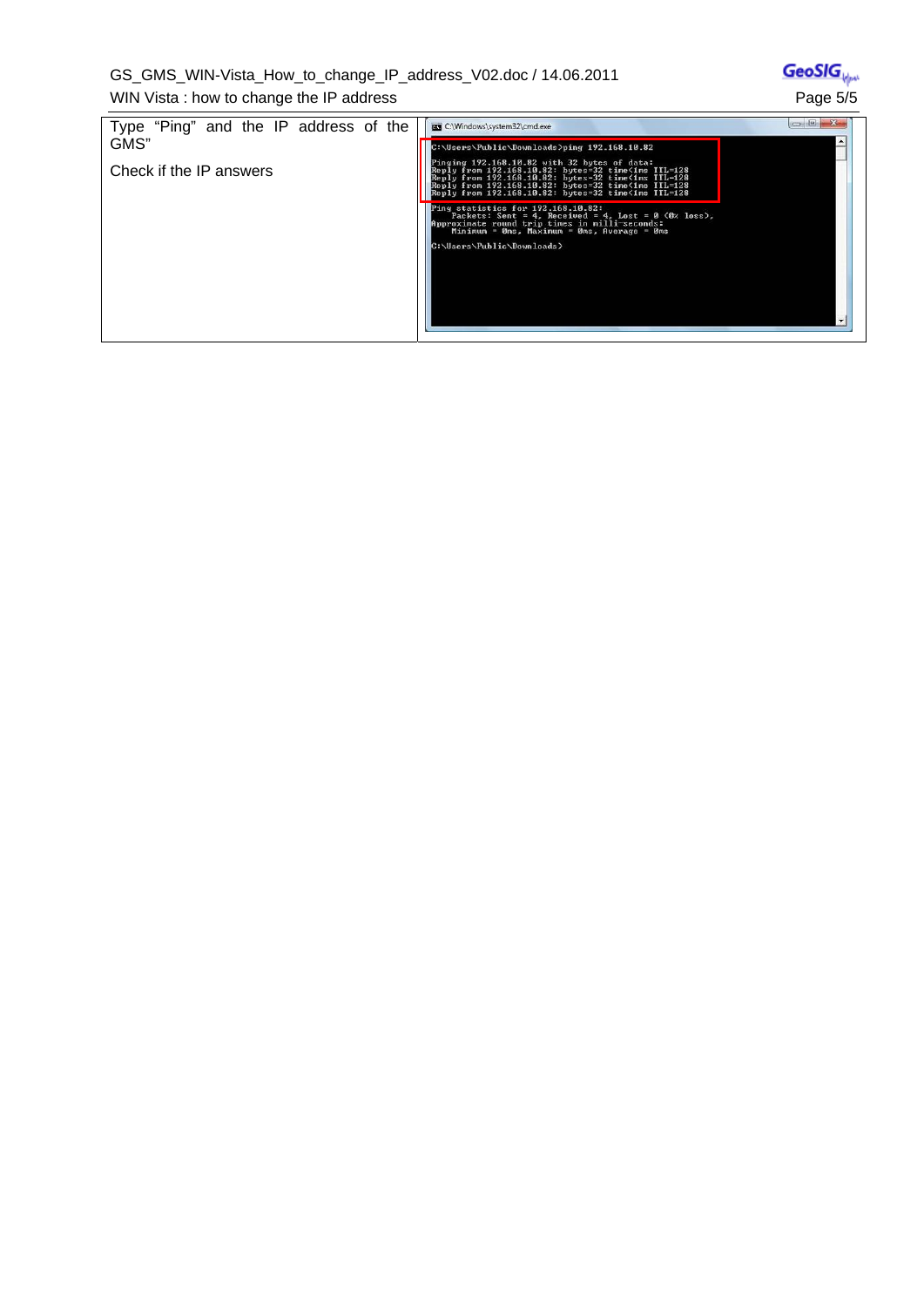| | |
|---|---|
| Type "Ping" and the IP address of the GMS"<br><br>Check if the IP answers | C:\Windows\system32\cmd.exe<br>C:\Users\Public\Downloads>ping 192.168.10.82<br>Pinging 192.168.10.82 with 32 bytes of data:<br>Reply from 192.168.10.82: bytes=32 time<1ms TTL=128<br>Reply from 192.168.10.82: bytes=32 time<1ms TTL=128<br>Reply from 192.168.10.82: bytes=32 time<1ms TTL=128<br>Reply from 192.168.10.82: bytes=32 time<1ms TTL=128<br>Ping statistics for 192.168.10.82:<br>Packets: Sent = 4, Received = 4, Lost = 0 (0% loss),<br>Approximate round trip times in milli-seconds:<br>Minimum = 0ms, Maximum = 0ms, Average = 0ms<br>C:\Users\Public\Downloads> |